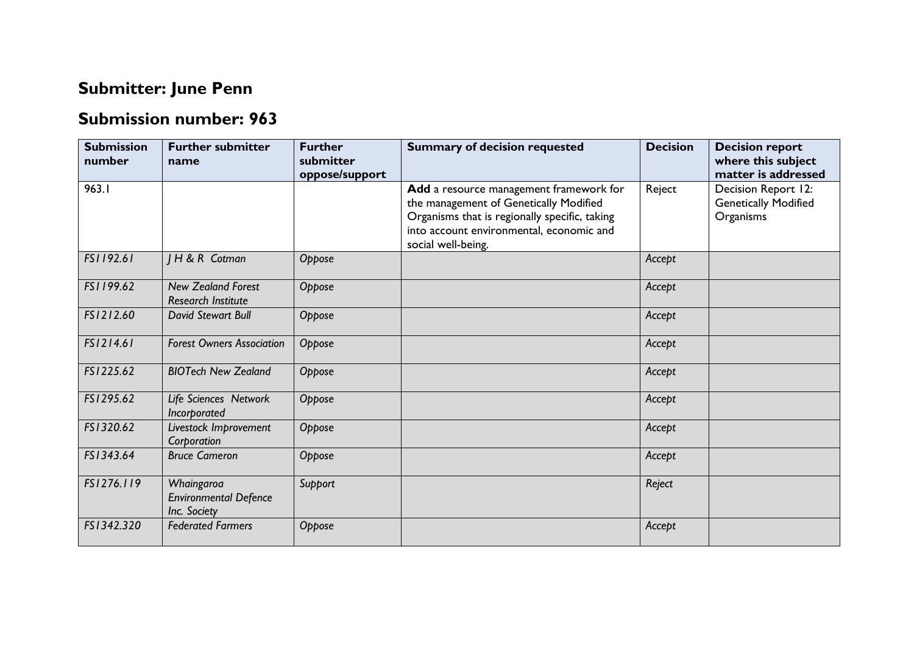## Submitter: June Penn

## Submission number: 963

| Submission number | Further submitter name | Further submitter oppose/support | Summary of decision requested | Decision | Decision report where this subject matter is addressed |
|---|---|---|---|---|---|
| 963.1 | | | **Add** a resource management framework for the management of Genetically Modified Organisms that is regionally specific, taking into account environmental, economic and social well-being. | Reject | Decision Report 12: Genetically Modified Organisms |
| *FS1192.61* | *J H & R Cotman* | *Oppose* | | *Accept* | |
| *FS1199.62* | *New Zealand Forest Research Institute* | *Oppose* | | *Accept* | |
| *FS1212.60* | *David Stewart Bull* | *Oppose* | | *Accept* | |
| *FS1214.61* | *Forest Owners Association* | *Oppose* | | *Accept* | |
| *FS1225.62* | *BIOTech New Zealand* | *Oppose* | | *Accept* | |
| *FS1295.62* | *Life Sciences Network Incorporated* | *Oppose* | | *Accept* | |
| *FS1320.62* | *Livestock Improvement Corporation* | *Oppose* | | *Accept* | |
| *FS1343.64* | *Bruce Cameron* | *Oppose* | | *Accept* | |
| *FS1276.119* | *Whaingaroa Environmental Defence Inc. Society* | *Support* | | *Reject* | |
| *FS1342.320* | *Federated Farmers* | *Oppose* | | *Accept* | |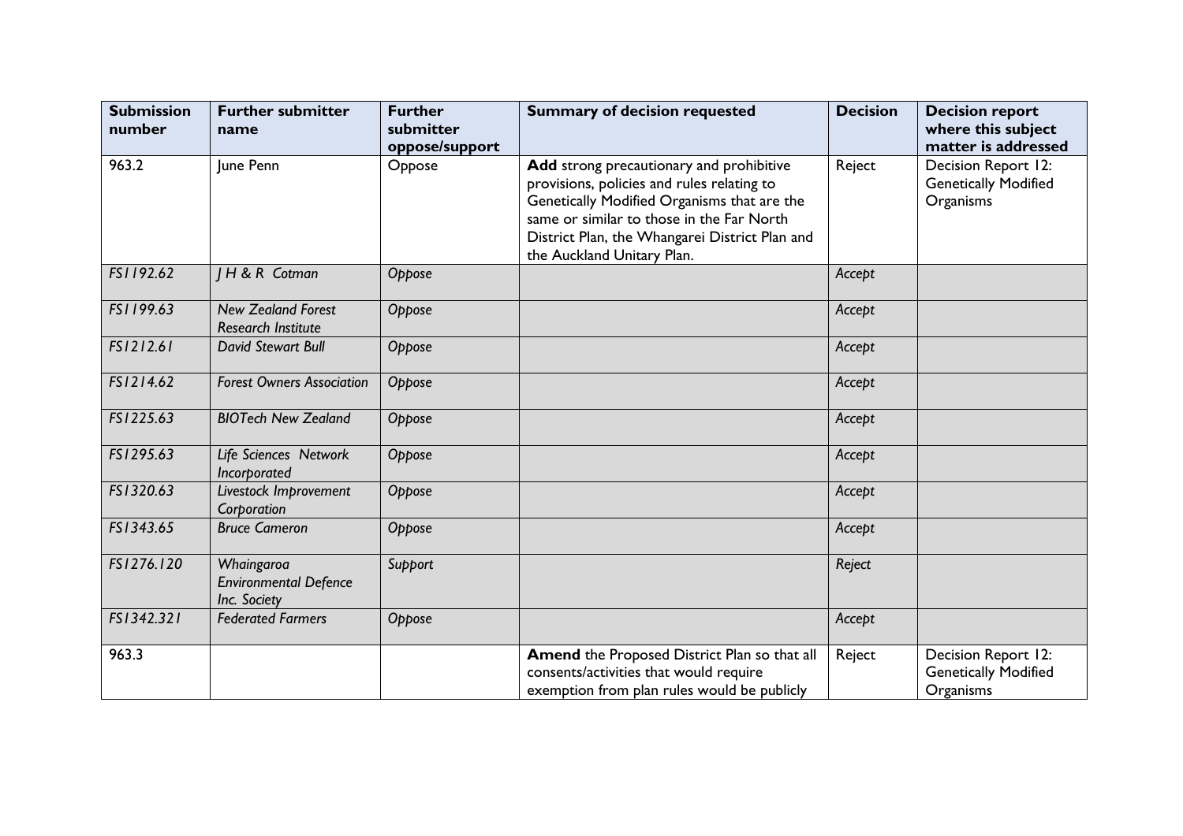| Submission number | Further submitter name | Further submitter oppose/support | Summary of decision requested | Decision | Decision report where this subject matter is addressed |
|---|---|---|---|---|---|
| 963.2 | June Penn | Oppose | **Add** strong precautionary and prohibitive provisions, policies and rules relating to Genetically Modified Organisms that are the same or similar to those in the Far North District Plan, the Whangarei District Plan and the Auckland Unitary Plan. | Reject | Decision Report 12: Genetically Modified Organisms |
| *FS1192.62* | *J H & R Cotman* | *Oppose* | | *Accept* | |
| *FS1199.63* | *New Zealand Forest Research Institute* | *Oppose* | | *Accept* | |
| *FS1212.61* | *David Stewart Bull* | *Oppose* | | *Accept* | |
| *FS1214.62* | *Forest Owners Association* | *Oppose* | | *Accept* | |
| *FS1225.63* | *BIOTech New Zealand* | *Oppose* | | *Accept* | |
| *FS1295.63* | *Life Sciences Network Incorporated* | *Oppose* | | *Accept* | |
| *FS1320.63* | *Livestock Improvement Corporation* | *Oppose* | | *Accept* | |
| *FS1343.65* | *Bruce Cameron* | *Oppose* | | *Accept* | |
| *FS1276.120* | *Whaingaroa Environmental Defence Inc. Society* | *Support* | | *Reject* | |
| *FS1342.321* | *Federated Farmers* | *Oppose* | | *Accept* | |
| 963.3 | | | **Amend** the Proposed District Plan so that all consents/activities that would require exemption from plan rules would be publicly | Reject | Decision Report 12: Genetically Modified Organisms |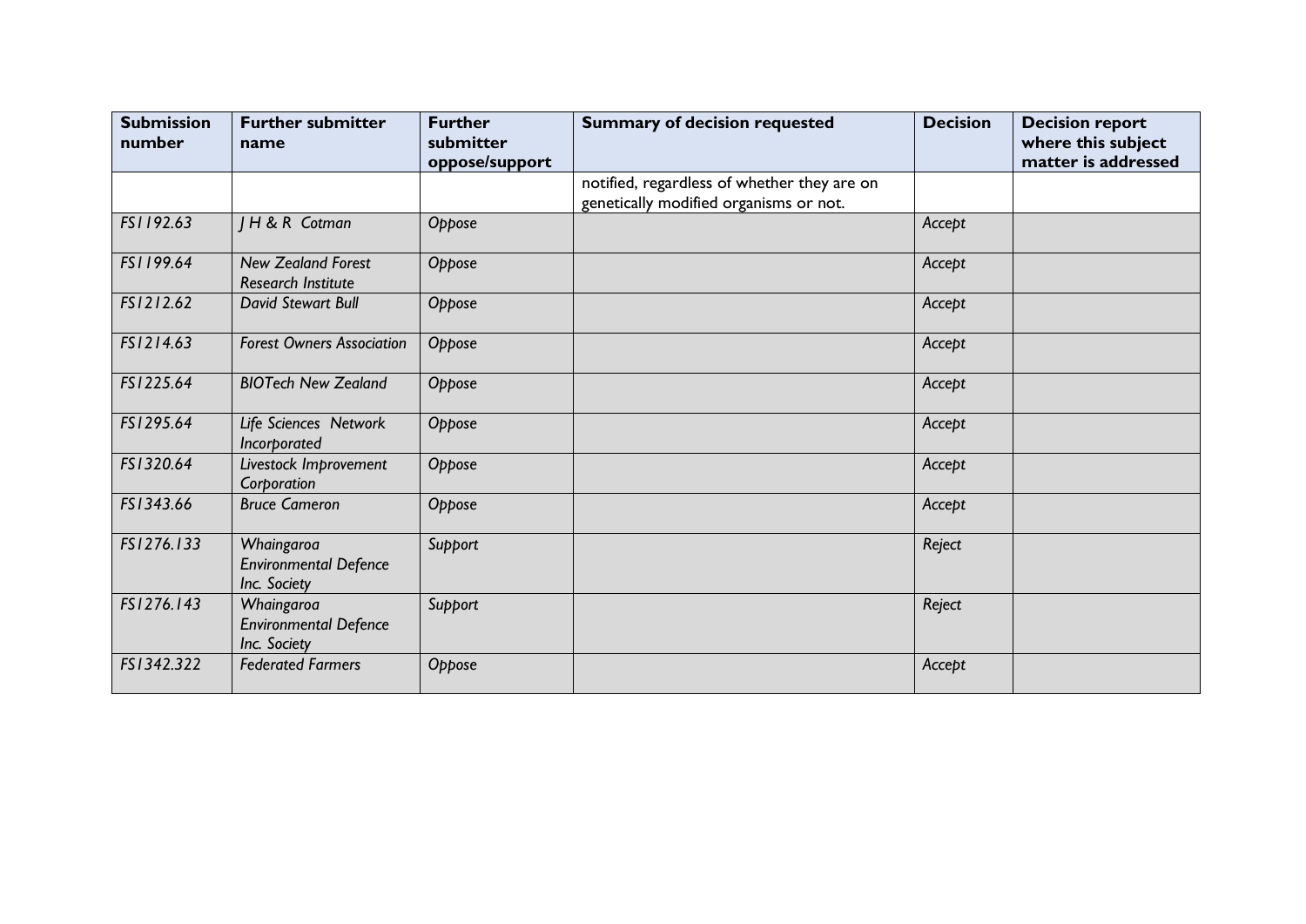| Submission number | Further submitter name | Further submitter oppose/support | Summary of decision requested | Decision | Decision report where this subject matter is addressed |
|---|---|---|---|---|---|
| | | | notified, regardless of whether they are on genetically modified organisms or not. | | |
| *FS1192.63* | *J H & R Cotman* | *Oppose* | | *Accept* | |
| *FS1199.64* | *New Zealand Forest Research Institute* | *Oppose* | | *Accept* | |
| *FS1212.62* | *David Stewart Bull* | *Oppose* | | *Accept* | |
| *FS1214.63* | *Forest Owners Association* | *Oppose* | | *Accept* | |
| *FS1225.64* | *BIOTech New Zealand* | *Oppose* | | *Accept* | |
| *FS1295.64* | *Life Sciences Network Incorporated* | *Oppose* | | *Accept* | |
| *FS1320.64* | *Livestock Improvement Corporation* | *Oppose* | | *Accept* | |
| *FS1343.66* | *Bruce Cameron* | *Oppose* | | *Accept* | |
| *FS1276.133* | *Whaingaroa Environmental Defence Inc. Society* | *Support* | | *Reject* | |
| *FS1276.143* | *Whaingaroa Environmental Defence Inc. Society* | *Support* | | *Reject* | |
| *FS1342.322* | *Federated Farmers* | *Oppose* | | *Accept* | |